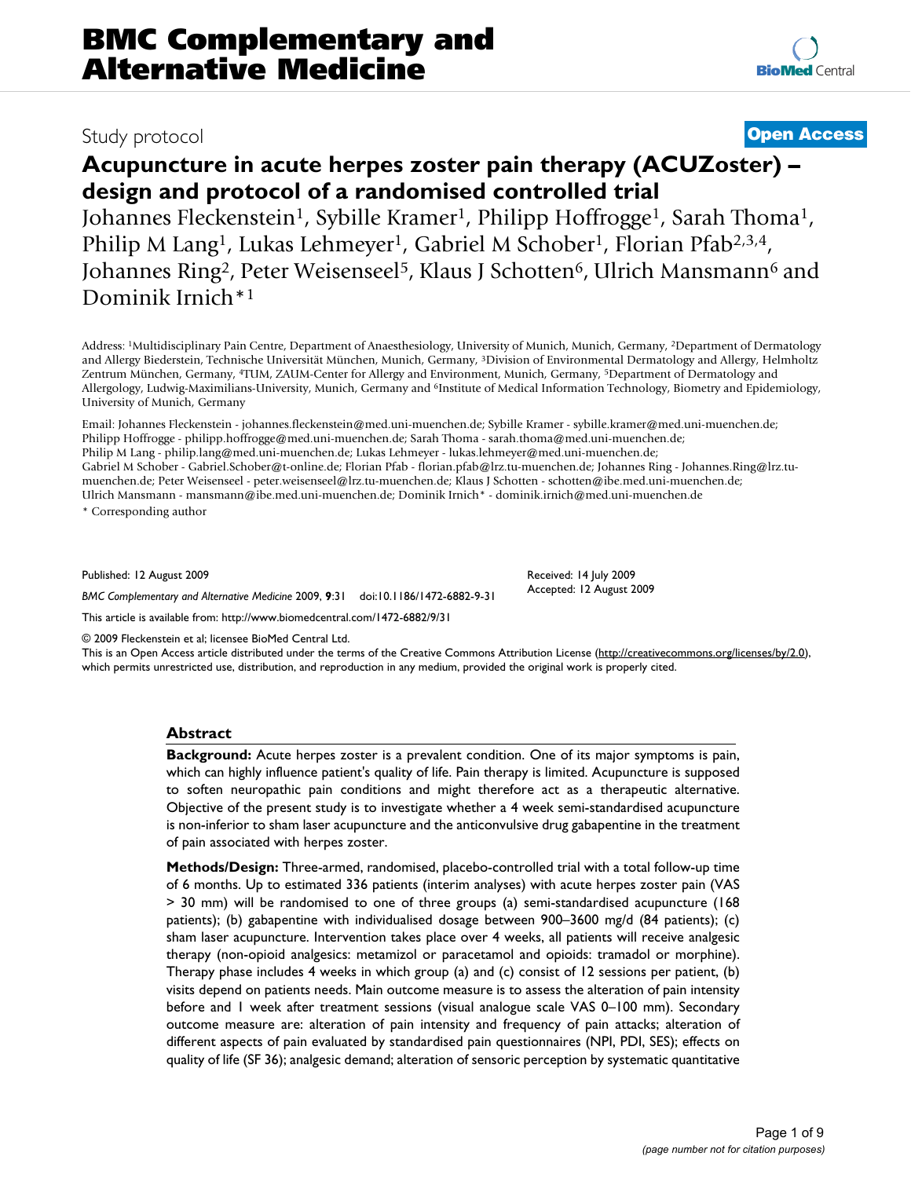# BMC Complementary and Alternative Medicine

Study protocol

**Open Access**

# Acupuncture in acute herpes zoster pain therapy (ACUZoster) – design and protocol of a randomised controlled trial

Johannes Fleckenstein[1], Sybille Kramer[1], Philipp Hoffrogge[1], Sarah Thoma[1], Philip M Lang[1], Lukas Lehmeyer[1], Gabriel M Schober[1], Florian Pfab[2,3,4], Johannes Ring[2], Peter Weisenseel[5], Klaus J Schotten[6], Ulrich Mansmann[6] and Dominik Irnich*[1]

Address: [1]Multidisciplinary Pain Centre, Department of Anaesthesiology, University of Munich, Munich, Germany, [2]Department of Dermatology and Allergy Biederstein, Technische Universität München, Munich, Germany, [3]Division of Environmental Dermatology and Allergy, Helmholtz Zentrum München, Germany, [4]TUM, ZAUM-Center for Allergy and Environment, Munich, Germany, [5]Department of Dermatology and Allergology, Ludwig-Maximilians-University, Munich, Germany and [6]Institute of Medical Information Technology, Biometry and Epidemiology, University of Munich, Germany

Email: Johannes Fleckenstein - johannes.fleckenstein@med.uni-muenchen.de; Sybille Kramer - sybille.kramer@med.uni-muenchen.de; Philipp Hoffrogge - philipp.hoffrogge@med.uni-muenchen.de; Sarah Thoma - sarah.thoma@med.uni-muenchen.de; Philip M Lang - philip.lang@med.uni-muenchen.de; Lukas Lehmeyer - lukas.lehmeyer@med.uni-muenchen.de; Gabriel M Schober - Gabriel.Schober@t-online.de; Florian Pfab - florian.pfab@lrz.tu-muenchen.de; Johannes Ring - Johannes.Ring@lrz.tu-muenchen.de; Peter Weisenseel - peter.weisenseel@lrz.tu-muenchen.de; Klaus J Schotten - schotten@ibe.med.uni-muenchen.de; Ulrich Mansmann - mansmann@ibe.med.uni-muenchen.de; Dominik Irnich* - dominik.irnich@med.uni-muenchen.de

\* Corresponding author

Published: 12 August 2009

*BMC Complementary and Alternative Medicine* 2009, **9**:31 doi:10.1186/1472-6882-9-31

Received: 14 July 2009
Accepted: 12 August 2009

This article is available from: http://www.biomedcentral.com/1472-6882/9/31

© 2009 Fleckenstein et al; licensee BioMed Central Ltd.
This is an Open Access article distributed under the terms of the Creative Commons Attribution License (http://creativecommons.org/licenses/by/2.0), which permits unrestricted use, distribution, and reproduction in any medium, provided the original work is properly cited.

## Abstract

**Background:** Acute herpes zoster is a prevalent condition. One of its major symptoms is pain, which can highly influence patient's quality of life. Pain therapy is limited. Acupuncture is supposed to soften neuropathic pain conditions and might therefore act as a therapeutic alternative. Objective of the present study is to investigate whether a 4 week semi-standardised acupuncture is non-inferior to sham laser acupuncture and the anticonvulsive drug gabapentine in the treatment of pain associated with herpes zoster.

**Methods/Design:** Three-armed, randomised, placebo-controlled trial with a total follow-up time of 6 months. Up to estimated 336 patients (interim analyses) with acute herpes zoster pain (VAS > 30 mm) will be randomised to one of three groups (a) semi-standardised acupuncture (168 patients); (b) gabapentine with individualised dosage between 900–3600 mg/d (84 patients); (c) sham laser acupuncture. Intervention takes place over 4 weeks, all patients will receive analgesic therapy (non-opioid analgesics: metamizol or paracetamol and opioids: tramadol or morphine). Therapy phase includes 4 weeks in which group (a) and (c) consist of 12 sessions per patient, (b) visits depend on patients needs. Main outcome measure is to assess the alteration of pain intensity before and 1 week after treatment sessions (visual analogue scale VAS 0–100 mm). Secondary outcome measure are: alteration of pain intensity and frequency of pain attacks; alteration of different aspects of pain evaluated by standardised pain questionnaires (NPI, PDI, SES); effects on quality of life (SF 36); analgesic demand; alteration of sensoric perception by systematic quantitative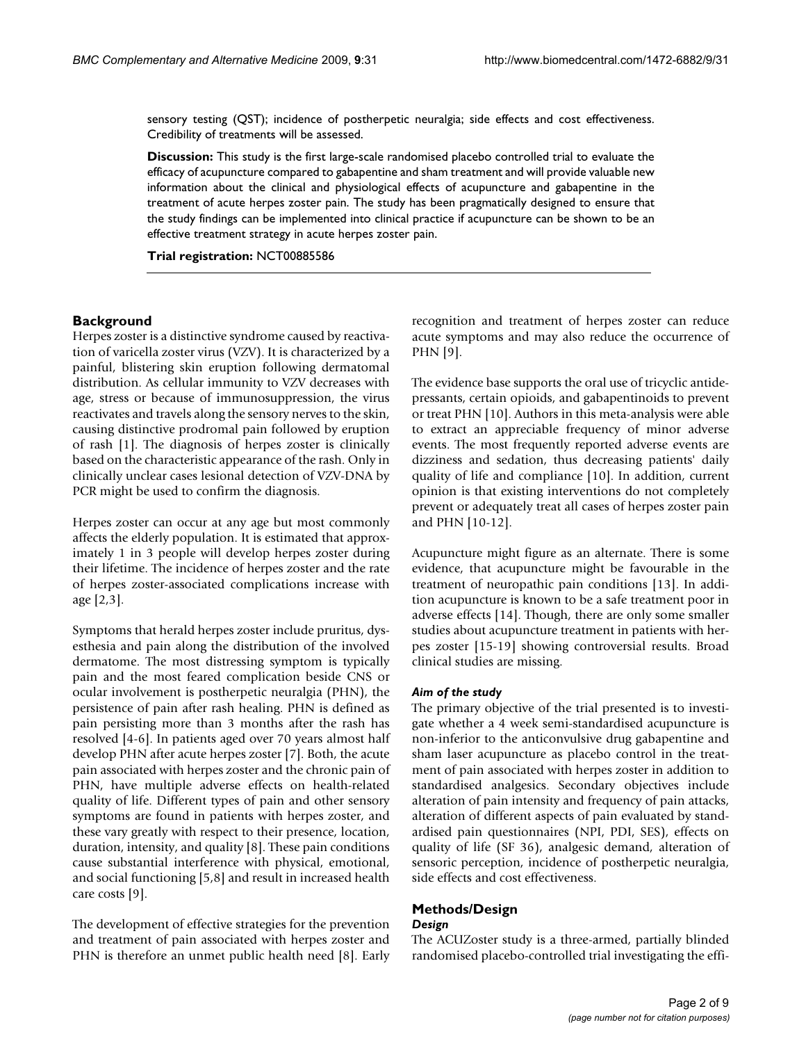sensory testing (QST); incidence of postherpetic neuralgia; side effects and cost effectiveness. Credibility of treatments will be assessed.

**Discussion:** This study is the first large-scale randomised placebo controlled trial to evaluate the efficacy of acupuncture compared to gabapentine and sham treatment and will provide valuable new information about the clinical and physiological effects of acupuncture and gabapentine in the treatment of acute herpes zoster pain. The study has been pragmatically designed to ensure that the study findings can be implemented into clinical practice if acupuncture can be shown to be an effective treatment strategy in acute herpes zoster pain.

**Trial registration:** NCT00885586

## Background

Herpes zoster is a distinctive syndrome caused by reactivation of varicella zoster virus (VZV). It is characterized by a painful, blistering skin eruption following dermatomal distribution. As cellular immunity to VZV decreases with age, stress or because of immunosuppression, the virus reactivates and travels along the sensory nerves to the skin, causing distinctive prodromal pain followed by eruption of rash [1]. The diagnosis of herpes zoster is clinically based on the characteristic appearance of the rash. Only in clinically unclear cases lesional detection of VZV-DNA by PCR might be used to confirm the diagnosis.

Herpes zoster can occur at any age but most commonly affects the elderly population. It is estimated that approximately 1 in 3 people will develop herpes zoster during their lifetime. The incidence of herpes zoster and the rate of herpes zoster-associated complications increase with age [2,3].

Symptoms that herald herpes zoster include pruritus, dysesthesia and pain along the distribution of the involved dermatome. The most distressing symptom is typically pain and the most feared complication beside CNS or ocular involvement is postherpetic neuralgia (PHN), the persistence of pain after rash healing. PHN is defined as pain persisting more than 3 months after the rash has resolved [4-6]. In patients aged over 70 years almost half develop PHN after acute herpes zoster [7]. Both, the acute pain associated with herpes zoster and the chronic pain of PHN, have multiple adverse effects on health-related quality of life. Different types of pain and other sensory symptoms are found in patients with herpes zoster, and these vary greatly with respect to their presence, location, duration, intensity, and quality [8]. These pain conditions cause substantial interference with physical, emotional, and social functioning [5,8] and result in increased health care costs [9].

The development of effective strategies for the prevention and treatment of pain associated with herpes zoster and PHN is therefore an unmet public health need [8]. Early recognition and treatment of herpes zoster can reduce acute symptoms and may also reduce the occurrence of PHN [9].

The evidence base supports the oral use of tricyclic antidepressants, certain opioids, and gabapentinoids to prevent or treat PHN [10]. Authors in this meta-analysis were able to extract an appreciable frequency of minor adverse events. The most frequently reported adverse events are dizziness and sedation, thus decreasing patients' daily quality of life and compliance [10]. In addition, current opinion is that existing interventions do not completely prevent or adequately treat all cases of herpes zoster pain and PHN [10-12].

Acupuncture might figure as an alternate. There is some evidence, that acupuncture might be favourable in the treatment of neuropathic pain conditions [13]. In addition acupuncture is known to be a safe treatment poor in adverse effects [14]. Though, there are only some smaller studies about acupuncture treatment in patients with herpes zoster [15-19] showing controversial results. Broad clinical studies are missing.

### *Aim of the study*

The primary objective of the trial presented is to investigate whether a 4 week semi-standardised acupuncture is non-inferior to the anticonvulsive drug gabapentine and sham laser acupuncture as placebo control in the treatment of pain associated with herpes zoster in addition to standardised analgesics. Secondary objectives include alteration of pain intensity and frequency of pain attacks, alteration of different aspects of pain evaluated by standardised pain questionnaires (NPI, PDI, SES), effects on quality of life (SF 36), analgesic demand, alteration of sensoric perception, incidence of postherpetic neuralgia, side effects and cost effectiveness.

## Methods/Design

### *Design*

The ACUZoster study is a three-armed, partially blinded randomised placebo-controlled trial investigating the effi-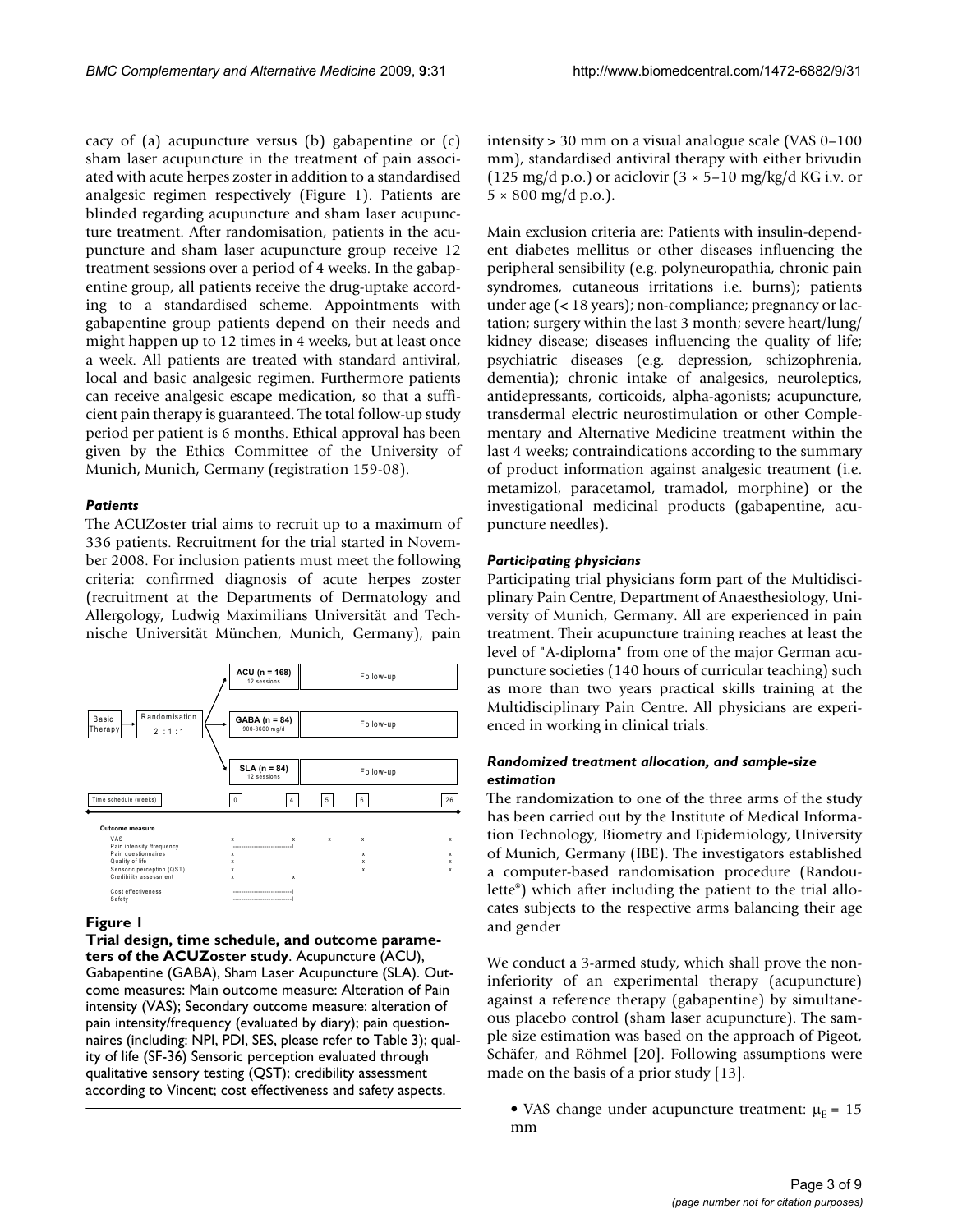cacy of (a) acupuncture versus (b) gabapentine or (c) sham laser acupuncture in the treatment of pain associated with acute herpes zoster in addition to a standardised analgesic regimen respectively (Figure 1). Patients are blinded regarding acupuncture and sham laser acupuncture treatment. After randomisation, patients in the acupuncture and sham laser acupuncture group receive 12 treatment sessions over a period of 4 weeks. In the gabapentine group, all patients receive the drug-uptake according to a standardised scheme. Appointments with gabapentine group patients depend on their needs and might happen up to 12 times in 4 weeks, but at least once a week. All patients are treated with standard antiviral, local and basic analgesic regimen. Furthermore patients can receive analgesic escape medication, so that a sufficient pain therapy is guaranteed. The total follow-up study period per patient is 6 months. Ethical approval has been given by the Ethics Committee of the University of Munich, Munich, Germany (registration 159-08).

### *Patients*

The ACUZoster trial aims to recruit up to a maximum of 336 patients. Recruitment for the trial started in November 2008. For inclusion patients must meet the following criteria: confirmed diagnosis of acute herpes zoster (recruitment at the Departments of Dermatology and Allergology, Ludwig Maximilians Universität and Technische Universität München, Munich, Germany), pain intensity > 30 mm on a visual analogue scale (VAS 0–100 mm), standardised antiviral therapy with either brivudin (125 mg/d p.o.) or aciclovir (3 × 5–10 mg/kg/d KG i.v. or 5 × 800 mg/d p.o.).

**Figure 1**

**Trial design, time schedule, and outcome parameters of the ACUZoster study**. Acupuncture (ACU), Gabapentine (GABA), Sham Laser Acupuncture (SLA). Outcome measures: Main outcome measure: Alteration of Pain intensity (VAS); Secondary outcome measure: alteration of pain intensity/frequency (evaluated by diary); pain questionnaires (including: NPI, PDI, SES, please refer to Table 3); quality of life (SF-36) Sensoric perception evaluated through qualitative sensory testing (QST); credibility assessment according to Vincent; cost effectiveness and safety aspects.

Main exclusion criteria are: Patients with insulin-dependent diabetes mellitus or other diseases influencing the peripheral sensibility (e.g. polyneuropathia, chronic pain syndromes, cutaneous irritations i.e. burns); patients under age (< 18 years); non-compliance; pregnancy or lactation; surgery within the last 3 month; severe heart/lung/kidney disease; diseases influencing the quality of life; psychiatric diseases (e.g. depression, schizophrenia, dementia); chronic intake of analgesics, neuroleptics, antidepressants, corticoids, alpha-agonists; acupuncture, transdermal electric neurostimulation or other Complementary and Alternative Medicine treatment within the last 4 weeks; contraindications according to the summary of product information against analgesic treatment (i.e. metamizol, paracetamol, tramadol, morphine) or the investigational medicinal products (gabapentine, acupuncture needles).

### *Participating physicians*

Participating trial physicians form part of the Multidisciplinary Pain Centre, Department of Anaesthesiology, University of Munich, Germany. All are experienced in pain treatment. Their acupuncture training reaches at least the level of "A-diploma" from one of the major German acupuncture societies (140 hours of curricular teaching) such as more than two years practical skills training at the Multidisciplinary Pain Centre. All physicians are experienced in working in clinical trials.

### *Randomized treatment allocation, and sample-size estimation*

The randomization to one of the three arms of the study has been carried out by the Institute of Medical Information Technology, Biometry and Epidemiology, University of Munich, Germany (IBE). The investigators established a computer-based randomisation procedure (Randoulette®) which after including the patient to the trial allocates subjects to the respective arms balancing their age and gender

We conduct a 3-armed study, which shall prove the non-inferiority of an experimental therapy (acupuncture) against a reference therapy (gabapentine) by simultaneous placebo control (sham laser acupuncture). The sample size estimation was based on the approach of Pigeot, Schäfer, and Röhmel [20]. Following assumptions were made on the basis of a prior study [13].

- VAS change under acupuncture treatment: $\mu_E = 15$ mm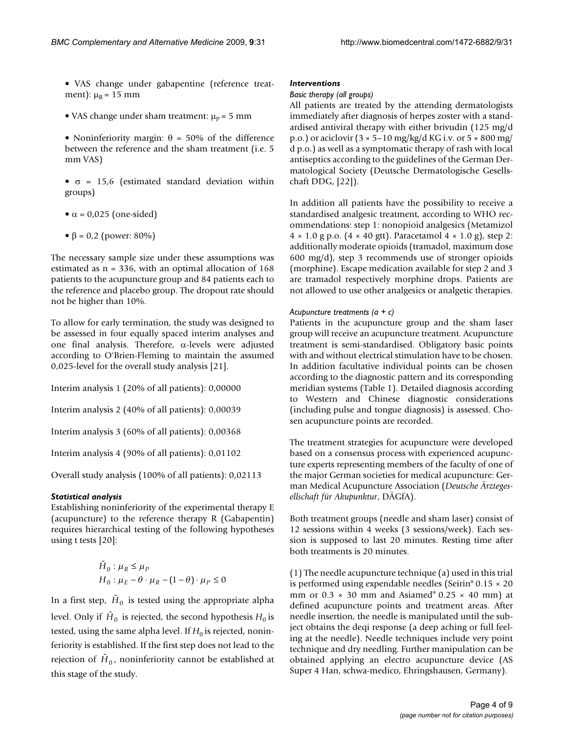- VAS change under gabapentine (reference treatment): $\mu_R = 15$ mm

- VAS change under sham treatment: $\mu_P = 5$ mm

- Noninferiority margin: $\theta = 50\%$ of the difference between the reference and the sham treatment (i.e. 5 mm VAS)

- $\sigma = 15{,}6$ (estimated standard deviation within groups)

- $\alpha = 0{,}025$ (one-sided)

- $\beta = 0{,}2$ (power: 80%)

The necessary sample size under these assumptions was estimated as n = 336, with an optimal allocation of 168 patients to the acupuncture group and 84 patients each to the reference and placebo group. The dropout rate should not be higher than 10%.

To allow for early termination, the study was designed to be assessed in four equally spaced interim analyses and one final analysis. Therefore, α-levels were adjusted according to O'Brien-Fleming to maintain the assumed 0,025-level for the overall study analysis [21].

Interim analysis 1 (20% of all patients): 0,00000

Interim analysis 2 (40% of all patients): 0,00039

Interim analysis 3 (60% of all patients): 0,00368

Interim analysis 4 (90% of all patients): 0,01102

Overall study analysis (100% of all patients): 0,02113

### *Statistical analysis*

Establishing noninferiority of the experimental therapy E (acupuncture) to the reference therapy R (Gabapentin) requires hierarchical testing of the following hypotheses using t tests [20]:

$$\tilde{H}_0 : \mu_R \leq \mu_P$$
$$H_0 : \mu_E - \theta \cdot \mu_R - (1 - \theta) \cdot \mu_P \leq 0$$

In a first step, $\tilde{H}_0$ is tested using the appropriate alpha level. Only if $\tilde{H}_0$ is rejected, the second hypothesis $H_0$ is tested, using the same alpha level. If $H_0$ is rejected, noninferiority is established. If the first step does not lead to the rejection of $\tilde{H}_0$, noninferiority cannot be established at this stage of the study.

### *Interventions*

*Basic therapy (all groups)*

All patients are treated by the attending dermatologists immediately after diagnosis of herpes zoster with a standardised antiviral therapy with either brivudin (125 mg/d p.o.) or aciclovir (3 × 5–10 mg/kg/d KG i.v. or 5 × 800 mg/d p.o.) as well as a symptomatic therapy of rash with local antiseptics according to the guidelines of the German Dermatological Society (Deutsche Dermatologische Gesellschaft DDG, [22]).

In addition all patients have the possibility to receive a standardised analgesic treatment, according to WHO recommendations: step 1: nonopioid analgesics (Metamizol 4 × 1.0 g p.o. (4 × 40 gtt). Paracetamol 4 × 1.0 g), step 2: additionally moderate opioids (tramadol, maximum dose 600 mg/d), step 3 recommends use of stronger opioids (morphine). Escape medication available for step 2 and 3 are tramadol respectively morphine drops. Patients are not allowed to use other analgesics or analgetic therapies.

*Acupuncture treatments (a + c)*

Patients in the acupuncture group and the sham laser group will receive an acupuncture treatment. Acupuncture treatment is semi-standardised. Obligatory basic points with and without electrical stimulation have to be chosen. In addition facultative individual points can be chosen according to the diagnostic pattern and its corresponding meridian systems (Table 1). Detailed diagnosis according to Western and Chinese diagnostic considerations (including pulse and tongue diagnosis) is assessed. Chosen acupuncture points are recorded.

The treatment strategies for acupuncture were developed based on a consensus process with experienced acupuncture experts representing members of the faculty of one of the major German societies for medical acupuncture: German Medical Acupuncture Association (*Deutsche Ärztegesellschaft für Akupunktur*, DÄGfA).

Both treatment groups (needle and sham laser) consist of 12 sessions within 4 weeks (3 sessions/week). Each session is supposed to last 20 minutes. Resting time after both treatments is 20 minutes.

(1) The needle acupuncture technique (a) used in this trial is performed using expendable needles (Seirin® 0.15 × 20 mm or 0.3 × 30 mm and Asiamed® 0.25 × 40 mm) at defined acupuncture points and treatment areas. After needle insertion, the needle is manipulated until the subject obtains the deqi response (a deep aching or full feeling at the needle). Needle techniques include very point technique and dry needling. Further manipulation can be obtained applying an electro acupuncture device (AS Super 4 Han, schwa-medico, Ehringshausen, Germany).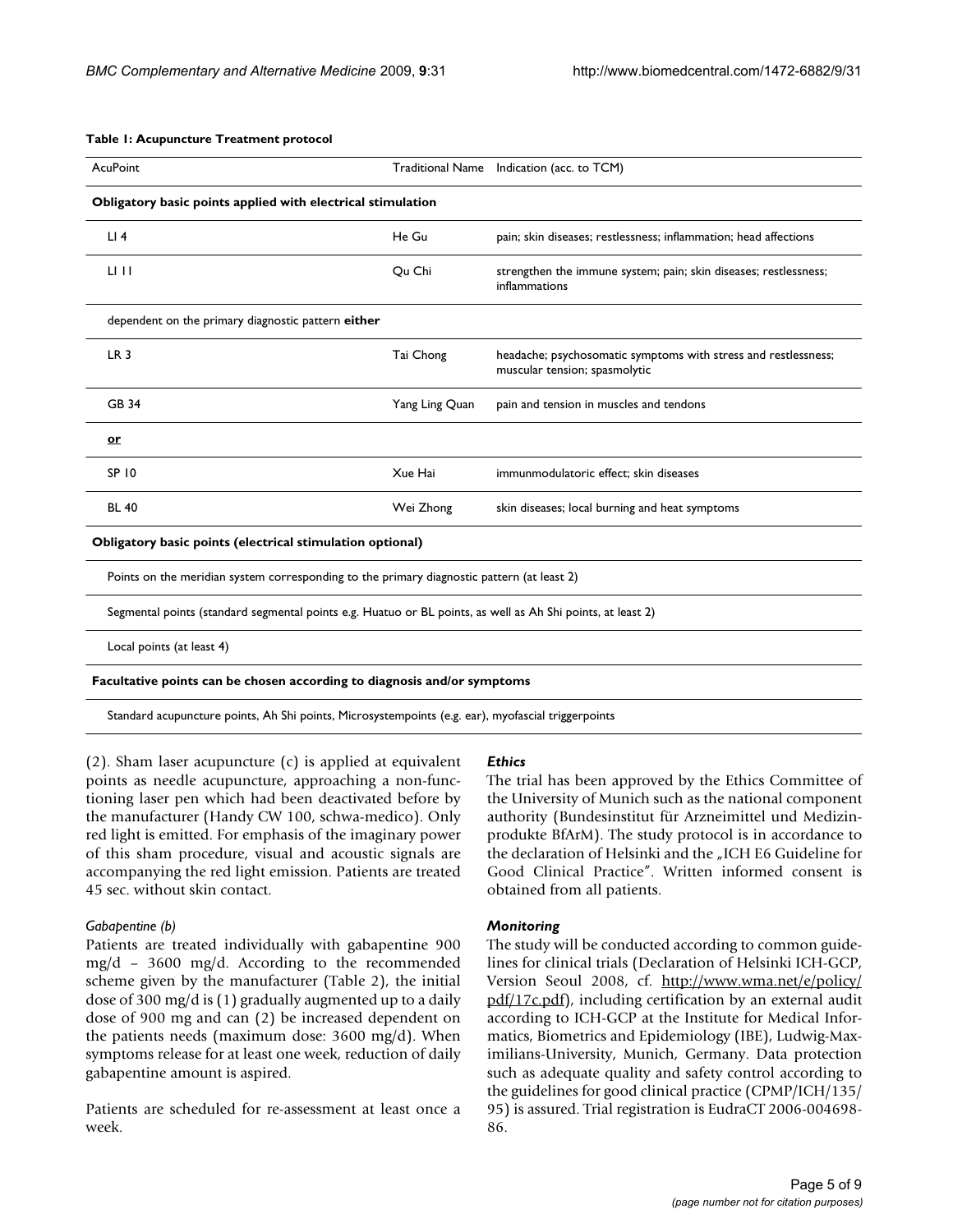**Table 1: Acupuncture Treatment protocol**

| AcuPoint | Traditional Name | Indication (acc. to TCM) |
|---|---|---|
| **Obligatory basic points applied with electrical stimulation** | | |
| LI 4 | He Gu | pain; skin diseases; restlessness; inflammation; head affections |
| LI 11 | Qu Chi | strengthen the immune system; pain; skin diseases; restlessness; inflammations |
| dependent on the primary diagnostic pattern **either** | | |
| LR 3 | Tai Chong | headache; psychosomatic symptoms with stress and restlessness; muscular tension; spasmolytic |
| GB 34 | Yang Ling Quan | pain and tension in muscles and tendons |
| **or** | | |
| SP 10 | Xue Hai | immunmodulatoric effect; skin diseases |
| BL 40 | Wei Zhong | skin diseases; local burning and heat symptoms |
| **Obligatory basic points (electrical stimulation optional)** | | |
| Points on the meridian system corresponding to the primary diagnostic pattern (at least 2) | | |
| Segmental points (standard segmental points e.g. Huatuo or BL points, as well as Ah Shi points, at least 2) | | |
| Local points (at least 4) | | |
| **Facultative points can be chosen according to diagnosis and/or symptoms** | | |
| Standard acupuncture points, Ah Shi points, Microsystempoints (e.g. ear), myofascial triggerpoints | | |

(2). Sham laser acupuncture (c) is applied at equivalent points as needle acupuncture, approaching a non-functioning laser pen which had been deactivated before by the manufacturer (Handy CW 100, schwa-medico). Only red light is emitted. For emphasis of the imaginary power of this sham procedure, visual and acoustic signals are accompanying the red light emission. Patients are treated 45 sec. without skin contact.

*Gabapentine (b)*

Patients are treated individually with gabapentine 900 mg/d – 3600 mg/d. According to the recommended scheme given by the manufacturer (Table 2), the initial dose of 300 mg/d is (1) gradually augmented up to a daily dose of 900 mg and can (2) be increased dependent on the patients needs (maximum dose: 3600 mg/d). When symptoms release for at least one week, reduction of daily gabapentine amount is aspired.

Patients are scheduled for re-assessment at least once a week.

### *Ethics*

The trial has been approved by the Ethics Committee of the University of Munich such as the national component authority (Bundesinstitut für Arzneimittel und Medizinprodukte BfArM). The study protocol is in accordance to the declaration of Helsinki and the „ICH E6 Guideline for Good Clinical Practice". Written informed consent is obtained from all patients.

### *Monitoring*

The study will be conducted according to common guidelines for clinical trials (Declaration of Helsinki ICH-GCP, Version Seoul 2008, cf. http://www.wma.net/e/policy/pdf/17c.pdf), including certification by an external audit according to ICH-GCP at the Institute for Medical Informatics, Biometrics and Epidemiology (IBE), Ludwig-Maximilians-University, Munich, Germany. Data protection such as adequate quality and safety control according to the guidelines for good clinical practice (CPMP/ICH/135/95) is assured. Trial registration is EudraCT 2006-004698-86.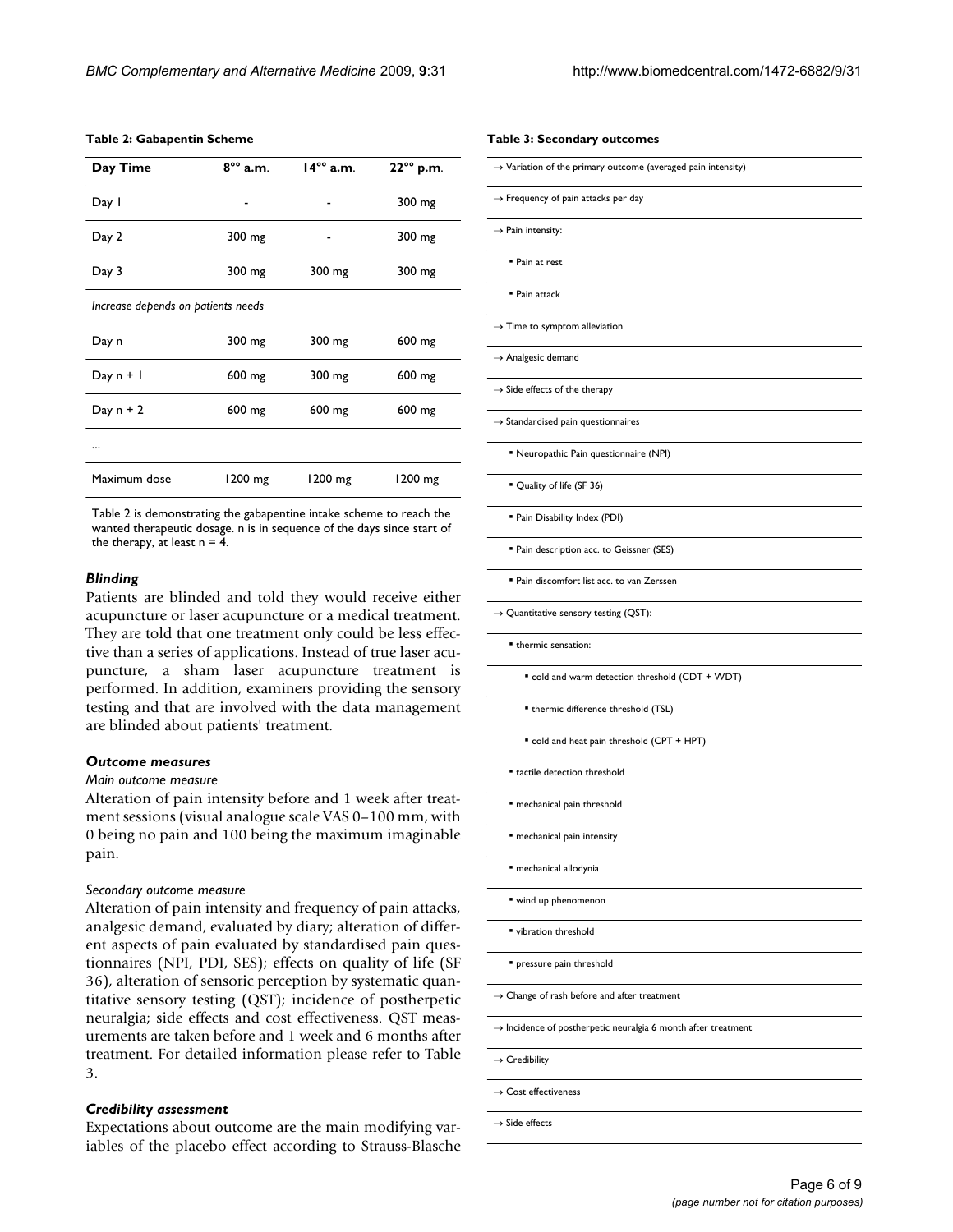**Table 2: Gabapentin Scheme**

| Day Time | 8°° a.m. | 14°° a.m. | 22°° p.m. |
|---|---|---|---|
| Day 1 | - | - | 300 mg |
| Day 2 | 300 mg | - | 300 mg |
| Day 3 | 300 mg | 300 mg | 300 mg |
| *Increase depends on patients needs* | | | |
| Day n | 300 mg | 300 mg | 600 mg |
| Day n + 1 | 600 mg | 300 mg | 600 mg |
| Day n + 2 | 600 mg | 600 mg | 600 mg |
| ... | | | |
| Maximum dose | 1200 mg | 1200 mg | 1200 mg |

Table 2 is demonstrating the gabapentine intake scheme to reach the wanted therapeutic dosage. n is in sequence of the days since start of the therapy, at least n = 4.

### *Blinding*

Patients are blinded and told they would receive either acupuncture or laser acupuncture or a medical treatment. They are told that one treatment only could be less effective than a series of applications. Instead of true laser acupuncture, a sham laser acupuncture treatment is performed. In addition, examiners providing the sensory testing and that are involved with the data management are blinded about patients' treatment.

### *Outcome measures*

*Main outcome measure*

Alteration of pain intensity before and 1 week after treatment sessions (visual analogue scale VAS 0–100 mm, with 0 being no pain and 100 being the maximum imaginable pain.

*Secondary outcome measure*

Alteration of pain intensity and frequency of pain attacks, analgesic demand, evaluated by diary; alteration of different aspects of pain evaluated by standardised pain questionnaires (NPI, PDI, SES); effects on quality of life (SF 36), alteration of sensoric perception by systematic quantitative sensory testing (QST); incidence of postherpetic neuralgia; side effects and cost effectiveness. QST measurements are taken before and 1 week and 6 months after treatment. For detailed information please refer to Table 3.

### *Credibility assessment*

Expectations about outcome are the main modifying variables of the placebo effect according to Strauss-Blasche

**Table 3: Secondary outcomes**

- → Variation of the primary outcome (averaged pain intensity)
- → Frequency of pain attacks per day
- → Pain intensity:
  - ▪ Pain at rest
  - ▪ Pain attack
- → Time to symptom alleviation
- → Analgesic demand
- → Side effects of the therapy
- → Standardised pain questionnaires
  - ▪ Neuropathic Pain questionnaire (NPI)
  - ▪ Quality of life (SF 36)
  - ▪ Pain Disability Index (PDI)
  - ▪ Pain description acc. to Geissner (SES)
  - ▪ Pain discomfort list acc. to van Zerssen
- → Quantitative sensory testing (QST):
  - ▪ thermic sensation:
    - ▪ cold and warm detection threshold (CDT + WDT)
    - ▪ thermic difference threshold (TSL)
    - ▪ cold and heat pain threshold (CPT + HPT)
  - ▪ tactile detection threshold
  - ▪ mechanical pain threshold
  - ▪ mechanical pain intensity
  - ▪ mechanical allodynia
  - ▪ wind up phenomenon
  - ▪ vibration threshold
  - ▪ pressure pain threshold
- → Change of rash before and after treatment
- → Incidence of postherpetic neuralgia 6 month after treatment
- → Credibility
- → Cost effectiveness
- → Side effects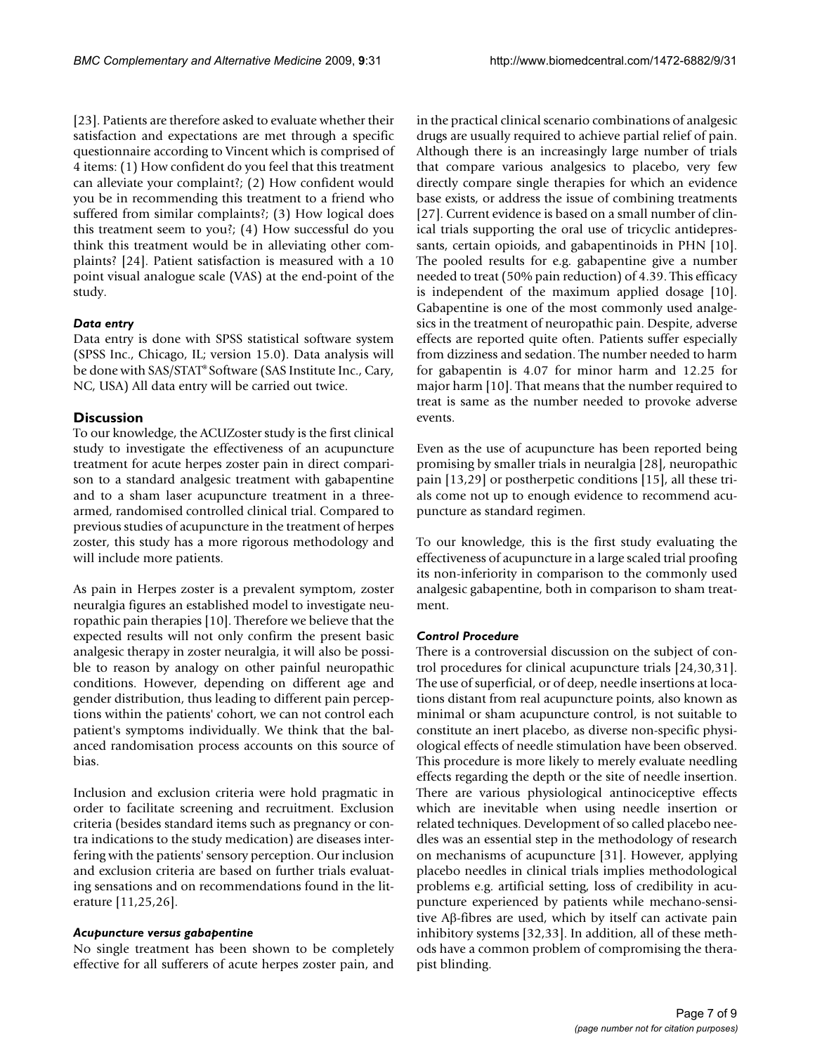[23]. Patients are therefore asked to evaluate whether their satisfaction and expectations are met through a specific questionnaire according to Vincent which is comprised of 4 items: (1) How confident do you feel that this treatment can alleviate your complaint?; (2) How confident would you be in recommending this treatment to a friend who suffered from similar complaints?; (3) How logical does this treatment seem to you?; (4) How successful do you think this treatment would be in alleviating other complaints? [24]. Patient satisfaction is measured with a 10 point visual analogue scale (VAS) at the end-point of the study.

### *Data entry*

Data entry is done with SPSS statistical software system (SPSS Inc., Chicago, IL; version 15.0). Data analysis will be done with SAS/STAT® Software (SAS Institute Inc., Cary, NC, USA) All data entry will be carried out twice.

## Discussion

To our knowledge, the ACUZoster study is the first clinical study to investigate the effectiveness of an acupuncture treatment for acute herpes zoster pain in direct comparison to a standard analgesic treatment with gabapentine and to a sham laser acupuncture treatment in a three-armed, randomised controlled clinical trial. Compared to previous studies of acupuncture in the treatment of herpes zoster, this study has a more rigorous methodology and will include more patients.

As pain in Herpes zoster is a prevalent symptom, zoster neuralgia figures an established model to investigate neuropathic pain therapies [10]. Therefore we believe that the expected results will not only confirm the present basic analgesic therapy in zoster neuralgia, it will also be possible to reason by analogy on other painful neuropathic conditions. However, depending on different age and gender distribution, thus leading to different pain perceptions within the patients' cohort, we can not control each patient's symptoms individually. We think that the balanced randomisation process accounts on this source of bias.

Inclusion and exclusion criteria were hold pragmatic in order to facilitate screening and recruitment. Exclusion criteria (besides standard items such as pregnancy or contra indications to the study medication) are diseases interfering with the patients' sensory perception. Our inclusion and exclusion criteria are based on further trials evaluating sensations and on recommendations found in the literature [11,25,26].

### *Acupuncture versus gabapentine*

No single treatment has been shown to be completely effective for all sufferers of acute herpes zoster pain, and in the practical clinical scenario combinations of analgesic drugs are usually required to achieve partial relief of pain. Although there is an increasingly large number of trials that compare various analgesics to placebo, very few directly compare single therapies for which an evidence base exists, or address the issue of combining treatments [27]. Current evidence is based on a small number of clinical trials supporting the oral use of tricyclic antidepressants, certain opioids, and gabapentinoids in PHN [10]. The pooled results for e.g. gabapentine give a number needed to treat (50% pain reduction) of 4.39. This efficacy is independent of the maximum applied dosage [10]. Gabapentine is one of the most commonly used analgesics in the treatment of neuropathic pain. Despite, adverse effects are reported quite often. Patients suffer especially from dizziness and sedation. The number needed to harm for gabapentin is 4.07 for minor harm and 12.25 for major harm [10]. That means that the number required to treat is same as the number needed to provoke adverse events.

Even as the use of acupuncture has been reported being promising by smaller trials in neuralgia [28], neuropathic pain [13,29] or postherpetic conditions [15], all these trials come not up to enough evidence to recommend acupuncture as standard regimen.

To our knowledge, this is the first study evaluating the effectiveness of acupuncture in a large scaled trial proofing its non-inferiority in comparison to the commonly used analgesic gabapentine, both in comparison to sham treatment.

### *Control Procedure*

There is a controversial discussion on the subject of control procedures for clinical acupuncture trials [24,30,31]. The use of superficial, or of deep, needle insertions at locations distant from real acupuncture points, also known as minimal or sham acupuncture control, is not suitable to constitute an inert placebo, as diverse non-specific physiological effects of needle stimulation have been observed. This procedure is more likely to merely evaluate needling effects regarding the depth or the site of needle insertion. There are various physiological antinociceptive effects which are inevitable when using needle insertion or related techniques. Development of so called placebo needles was an essential step in the methodology of research on mechanisms of acupuncture [31]. However, applying placebo needles in clinical trials implies methodological problems e.g. artificial setting, loss of credibility in acupuncture experienced by patients while mechano-sensitive Aβ-fibres are used, which by itself can activate pain inhibitory systems [32,33]. In addition, all of these methods have a common problem of compromising the therapist blinding.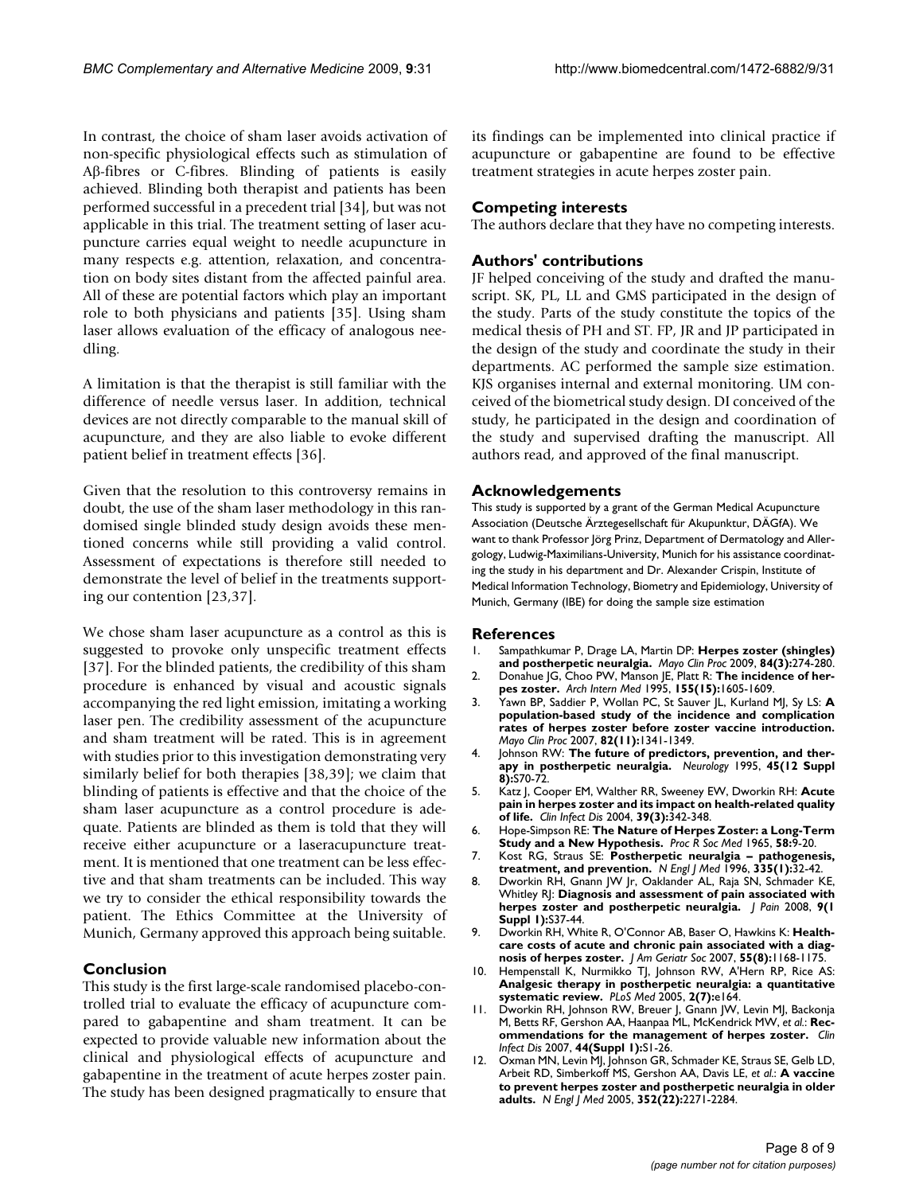In contrast, the choice of sham laser avoids activation of non-specific physiological effects such as stimulation of Aβ-fibres or C-fibres. Blinding of patients is easily achieved. Blinding both therapist and patients has been performed successful in a precedent trial [34], but was not applicable in this trial. The treatment setting of laser acupuncture carries equal weight to needle acupuncture in many respects e.g. attention, relaxation, and concentration on body sites distant from the affected painful area. All of these are potential factors which play an important role to both physicians and patients [35]. Using sham laser allows evaluation of the efficacy of analogous needling.

A limitation is that the therapist is still familiar with the difference of needle versus laser. In addition, technical devices are not directly comparable to the manual skill of acupuncture, and they are also liable to evoke different patient belief in treatment effects [36].

Given that the resolution to this controversy remains in doubt, the use of the sham laser methodology in this randomised single blinded study design avoids these mentioned concerns while still providing a valid control. Assessment of expectations is therefore still needed to demonstrate the level of belief in the treatments supporting our contention [23,37].

We chose sham laser acupuncture as a control as this is suggested to provoke only unspecific treatment effects [37]. For the blinded patients, the credibility of this sham procedure is enhanced by visual and acoustic signals accompanying the red light emission, imitating a working laser pen. The credibility assessment of the acupuncture and sham treatment will be rated. This is in agreement with studies prior to this investigation demonstrating very similarly belief for both therapies [38,39]; we claim that blinding of patients is effective and that the choice of the sham laser acupuncture as a control procedure is adequate. Patients are blinded as them is told that they will receive either acupuncture or a laseracupuncture treatment. It is mentioned that one treatment can be less effective and that sham treatments can be included. This way we try to consider the ethical responsibility towards the patient. The Ethics Committee at the University of Munich, Germany approved this approach being suitable.

## Conclusion

This study is the first large-scale randomised placebo-controlled trial to evaluate the efficacy of acupuncture compared to gabapentine and sham treatment. It can be expected to provide valuable new information about the clinical and physiological effects of acupuncture and gabapentine in the treatment of acute herpes zoster pain. The study has been designed pragmatically to ensure that its findings can be implemented into clinical practice if acupuncture or gabapentine are found to be effective treatment strategies in acute herpes zoster pain.

## Competing interests

The authors declare that they have no competing interests.

## Authors' contributions

JF helped conceiving of the study and drafted the manuscript. SK, PL, LL and GMS participated in the design of the study. Parts of the study constitute the topics of the medical thesis of PH and ST. FP, JR and JP participated in the design of the study and coordinate the study in their departments. AC performed the sample size estimation. KJS organises internal and external monitoring. UM conceived of the biometrical study design. DI conceived of the study, he participated in the design and coordination of the study and supervised drafting the manuscript. All authors read, and approved of the final manuscript.

## Acknowledgements

This study is supported by a grant of the German Medical Acupuncture Association (Deutsche Ärztegesellschaft für Akupunktur, DÄGfA). We want to thank Professor Jörg Prinz, Department of Dermatology and Allergology, Ludwig-Maximilians-University, Munich for his assistance coordinating the study in his department and Dr. Alexander Crispin, Institute of Medical Information Technology, Biometry and Epidemiology, University of Munich, Germany (IBE) for doing the sample size estimation

## References

1. Sampathkumar P, Drage LA, Martin DP: **Herpes zoster (shingles) and postherpetic neuralgia.** *Mayo Clin Proc* 2009, **84(3):**274-280.
2. Donahue JG, Choo PW, Manson JE, Platt R: **The incidence of herpes zoster.** *Arch Intern Med* 1995, **155(15):**1605-1609.
3. Yawn BP, Saddier P, Wollan PC, St Sauver JL, Kurland MJ, Sy LS: **A population-based study of the incidence and complication rates of herpes zoster before zoster vaccine introduction.** *Mayo Clin Proc* 2007, **82(11):**1341-1349.
4. Johnson RW: **The future of predictors, prevention, and therapy in postherpetic neuralgia.** *Neurology* 1995, **45(12 Suppl 8):**S70-72.
5. Katz J, Cooper EM, Walther RR, Sweeney EW, Dworkin RH: **Acute pain in herpes zoster and its impact on health-related quality of life.** *Clin Infect Dis* 2004, **39(3):**342-348.
6. Hope-Simpson RE: **The Nature of Herpes Zoster: a Long-Term Study and a New Hypothesis.** *Proc R Soc Med* 1965, **58:**9-20.
7. Kost RG, Straus SE: **Postherpetic neuralgia – pathogenesis, treatment, and prevention.** *N Engl J Med* 1996, **335(1):**32-42.
8. Dworkin RH, Gnann JW Jr, Oaklander AL, Raja SN, Schmader KE, Whitley RJ: **Diagnosis and assessment of pain associated with herpes zoster and postherpetic neuralgia.** *J Pain* 2008, **9(1 Suppl 1):**S37-44.
9. Dworkin RH, White R, O'Connor AB, Baser O, Hawkins K: **Healthcare costs of acute and chronic pain associated with a diagnosis of herpes zoster.** *J Am Geriatr Soc* 2007, **55(8):**1168-1175.
10. Hempenstall K, Nurmikko TJ, Johnson RW, A'Hern RP, Rice AS: **Analgesic therapy in postherpetic neuralgia: a quantitative systematic review.** *PLoS Med* 2005, **2(7):**e164.
11. Dworkin RH, Johnson RW, Breuer J, Gnann JW, Levin MJ, Backonja M, Betts RF, Gershon AA, Haanpaa ML, McKendrick MW, *et al.*: **Recommendations for the management of herpes zoster.** *Clin Infect Dis* 2007, **44(Suppl 1):**S1-26.
12. Oxman MN, Levin MJ, Johnson GR, Schmader KE, Straus SE, Gelb LD, Arbeit RD, Simberkoff MS, Gershon AA, Davis LE, *et al.*: **A vaccine to prevent herpes zoster and postherpetic neuralgia in older adults.** *N Engl J Med* 2005, **352(22):**2271-2284.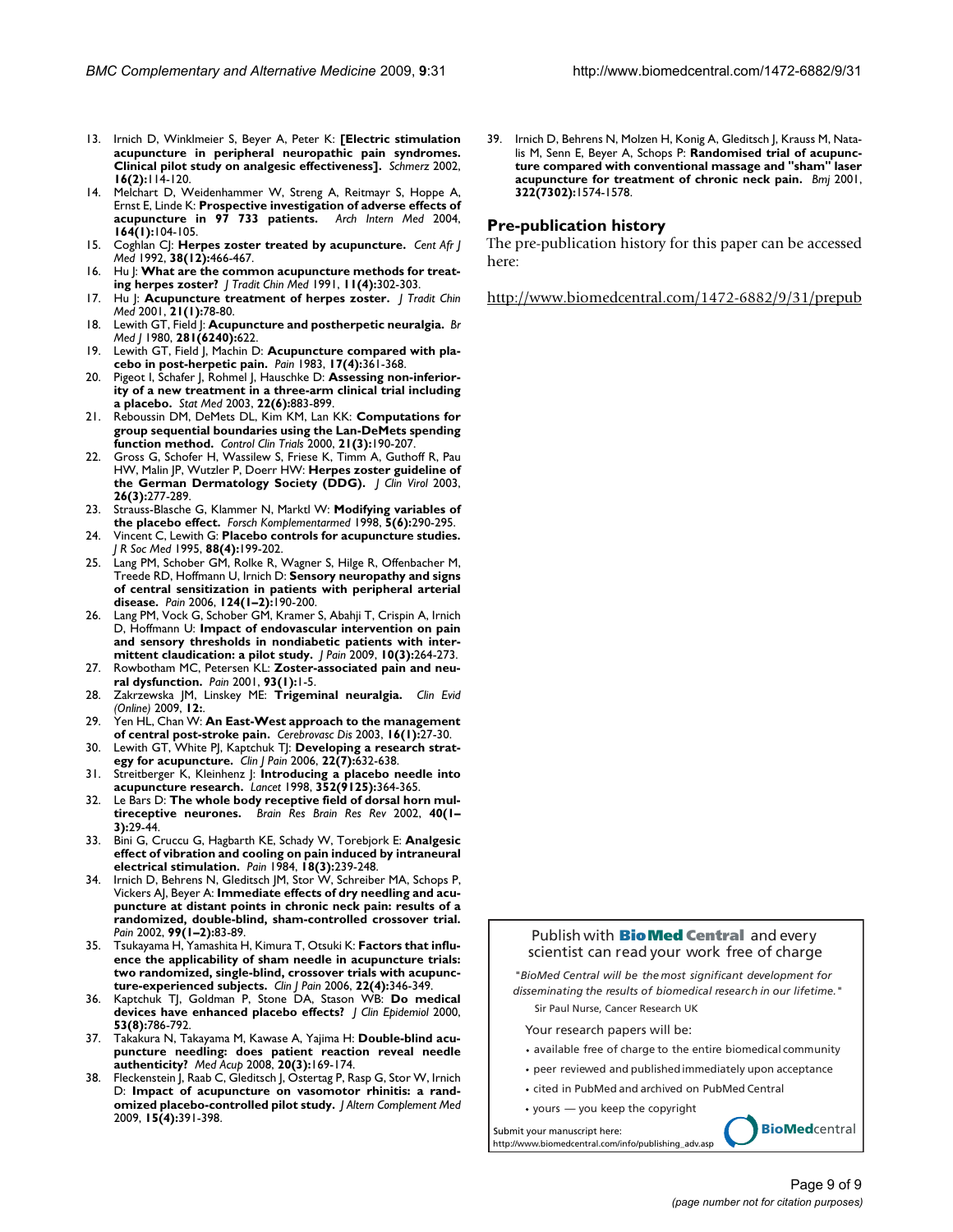13. Irnich D, Winklmeier S, Beyer A, Peter K: **[Electric stimulation acupuncture in peripheral neuropathic pain syndromes. Clinical pilot study on analgesic effectiveness].** *Schmerz* 2002, **16(2):**114-120.
14. Melchart D, Weidenhammer W, Streng A, Reitmayr S, Hoppe A, Ernst E, Linde K: **Prospective investigation of adverse effects of acupuncture in 97 733 patients.** *Arch Intern Med* 2004, **164(1):**104-105.
15. Coghlan CJ: **Herpes zoster treated by acupuncture.** *Cent Afr J Med* 1992, **38(12):**466-467.
16. Hu J: **What are the common acupuncture methods for treating herpes zoster?** *J Tradit Chin Med* 1991, **11(4):**302-303.
17. Hu J: **Acupuncture treatment of herpes zoster.** *J Tradit Chin Med* 2001, **21(1):**78-80.
18. Lewith GT, Field J: **Acupuncture and postherpetic neuralgia.** *Br Med J* 1980, **281(6240):**622.
19. Lewith GT, Field J, Machin D: **Acupuncture compared with placebo in post-herpetic pain.** *Pain* 1983, **17(4):**361-368.
20. Pigeot I, Schafer J, Rohmel J, Hauschke D: **Assessing non-inferiority of a new treatment in a three-arm clinical trial including a placebo.** *Stat Med* 2003, **22(6):**883-899.
21. Reboussin DM, DeMets DL, Kim KM, Lan KK: **Computations for group sequential boundaries using the Lan-DeMets spending function method.** *Control Clin Trials* 2000, **21(3):**190-207.
22. Gross G, Schofer H, Wassilew S, Friese K, Timm A, Guthoff R, Pau HW, Malin JP, Wutzler P, Doerr HW: **Herpes zoster guideline of the German Dermatology Society (DDG).** *J Clin Virol* 2003, **26(3):**277-289.
23. Strauss-Blasche G, Klammer N, Marktl W: **Modifying variables of the placebo effect.** *Forsch Komplementarmed* 1998, **5(6):**290-295.
24. Vincent C, Lewith G: **Placebo controls for acupuncture studies.** *J R Soc Med* 1995, **88(4):**199-202.
25. Lang PM, Schober GM, Rolke R, Wagner S, Hilge R, Offenbacher M, Treede RD, Hoffmann U, Irnich D: **Sensory neuropathy and signs of central sensitization in patients with peripheral arterial disease.** *Pain* 2006, **124(1–2):**190-200.
26. Lang PM, Vock G, Schober GM, Kramer S, Abahji T, Crispin A, Irnich D, Hoffmann U: **Impact of endovascular intervention on pain and sensory thresholds in nondiabetic patients with intermittent claudication: a pilot study.** *J Pain* 2009, **10(3):**264-273.
27. Rowbotham MC, Petersen KL: **Zoster-associated pain and neural dysfunction.** *Pain* 2001, **93(1):**1-5.
28. Zakrzewska JM, Linskey ME: **Trigeminal neuralgia.** *Clin Evid (Online)* 2009, **12:**.
29. Yen HL, Chan W: **An East-West approach to the management of central post-stroke pain.** *Cerebrovasc Dis* 2003, **16(1):**27-30.
30. Lewith GT, White PJ, Kaptchuk TJ: **Developing a research strategy for acupuncture.** *Clin J Pain* 2006, **22(7):**632-638.
31. Streitberger K, Kleinhenz J: **Introducing a placebo needle into acupuncture research.** *Lancet* 1998, **352(9125):**364-365.
32. Le Bars D: **The whole body receptive field of dorsal horn multireceptive neurones.** *Brain Res Brain Res Rev* 2002, **40(1–3):**29-44.
33. Bini G, Cruccu G, Hagbarth KE, Schady W, Torebjork E: **Analgesic effect of vibration and cooling on pain induced by intraneural electrical stimulation.** *Pain* 1984, **18(3):**239-248.
34. Irnich D, Behrens N, Gleditsch JM, Stor W, Schreiber MA, Schops P, Vickers AJ, Beyer A: **Immediate effects of dry needling and acupuncture at distant points in chronic neck pain: results of a randomized, double-blind, sham-controlled crossover trial.** *Pain* 2002, **99(1–2):**83-89.
35. Tsukayama H, Yamashita H, Kimura T, Otsuki K: **Factors that influence the applicability of sham needle in acupuncture trials: two randomized, single-blind, crossover trials with acupuncture-experienced subjects.** *Clin J Pain* 2006, **22(4):**346-349.
36. Kaptchuk TJ, Goldman P, Stone DA, Stason WB: **Do medical devices have enhanced placebo effects?** *J Clin Epidemiol* 2000, **53(8):**786-792.
37. Takakura N, Takayama M, Kawase A, Yajima H: **Double-blind acupuncture needling: does patient reaction reveal needle authenticity?** *Med Acup* 2008, **20(3):**169-174.
38. Fleckenstein J, Raab C, Gleditsch J, Ostertag P, Rasp G, Stor W, Irnich D: **Impact of acupuncture on vasomotor rhinitis: a randomized placebo-controlled pilot study.** *J Altern Complement Med* 2009, **15(4):**391-398.
39. Irnich D, Behrens N, Molzen H, Konig A, Gleditsch J, Krauss M, Natalis M, Senn E, Beyer A, Schops P: **Randomised trial of acupuncture compared with conventional massage and "sham" laser acupuncture for treatment of chronic neck pain.** *Bmj* 2001, **322(7302):**1574-1578.

## Pre-publication history

The pre-publication history for this paper can be accessed here:

http://www.biomedcentral.com/1472-6882/9/31/prepub

Publish with **BioMed Central** and every scientist can read your work free of charge

*"BioMed Central will be the most significant development for disseminating the results of biomedical research in our lifetime."*

Sir Paul Nurse, Cancer Research UK

Your research papers will be:

- available free of charge to the entire biomedical community
- peer reviewed and published immediately upon acceptance
- cited in PubMed and archived on PubMed Central
- yours — you keep the copyright

Submit your manuscript here:
http://www.biomedcentral.com/info/publishing_adv.asp

**BioMed**central